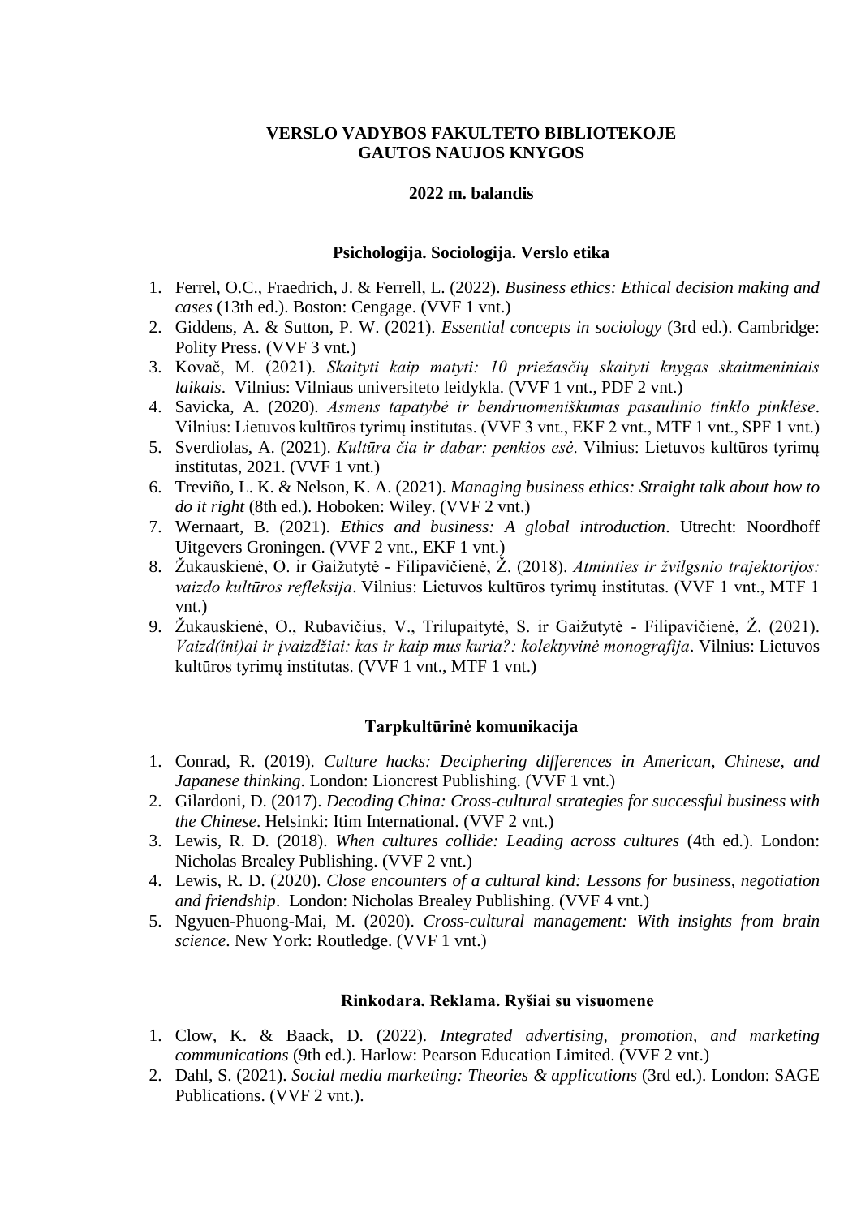**VERSLO VADYBOS FAKULTETO BIBLIOTEKOJE GAUTOS NAUJOS KNYGOS**

**2022 m. balandis**

## Psichologija. Sociologija. Verslo etika

1. Ferrel, O.C., Fraedrich, J. & Ferrell, L. (2022). *Business ethics: Ethical decision making and cases* (13th ed.). Boston: Cengage. (VVF 1 vnt.)
2. Giddens, A. & Sutton, P. W. (2021). *Essential concepts in sociology* (3rd ed.). Cambridge: Polity Press. (VVF 3 vnt.)
3. Kovač, M. (2021). *Skaityti kaip matyti: 10 priežasčių skaityti knygas skaitmeniniais laikais*. Vilnius: Vilniaus universiteto leidykla. (VVF 1 vnt., PDF 2 vnt.)
4. Savicka, A. (2020). *Asmens tapatybė ir bendruomeniškumas pasaulinio tinklo pinklėse*. Vilnius: Lietuvos kultūros tyrimų institutas. (VVF 3 vnt., EKF 2 vnt., MTF 1 vnt., SPF 1 vnt.)
5. Sverdiolas, A. (2021). *Kultūra čia ir dabar: penkios esė*. Vilnius: Lietuvos kultūros tyrimų institutas, 2021. (VVF 1 vnt.)
6. Treviño, L. K. & Nelson, K. A. (2021). *Managing business ethics: Straight talk about how to do it right* (8th ed.). Hoboken: Wiley. (VVF 2 vnt.)
7. Wernaart, B. (2021). *Ethics and business: A global introduction*. Utrecht: Noordhoff Uitgevers Groningen. (VVF 2 vnt., EKF 1 vnt.)
8. Žukauskienė, O. ir Gaižutytė - Filipavičienė, Ž. (2018). *Atminties ir žvilgsnio trajektorijos: vaizdo kultūros refleksija*. Vilnius: Lietuvos kultūros tyrimų institutas. (VVF 1 vnt., MTF 1 vnt.)
9. Žukauskienė, O., Rubavičius, V., Trilupaitytė, S. ir Gaižutytė - Filipavičienė, Ž. (2021). *Vaizd(ini)ai ir įvaizdžiai: kas ir kaip mus kuria?: kolektyvinė monografija*. Vilnius: Lietuvos kultūros tyrimų institutas. (VVF 1 vnt., MTF 1 vnt.)

## Tarpkultūrinė komunikacija

1. Conrad, R. (2019). *Culture hacks: Deciphering differences in American, Chinese, and Japanese thinking*. London: Lioncrest Publishing. (VVF 1 vnt.)
2. Gilardoni, D. (2017). *Decoding China: Cross-cultural strategies for successful business with the Chinese*. Helsinki: Itim International. (VVF 2 vnt.)
3. Lewis, R. D. (2018). *When cultures collide: Leading across cultures* (4th ed.). London: Nicholas Brealey Publishing. (VVF 2 vnt.)
4. Lewis, R. D. (2020). *Close encounters of a cultural kind: Lessons for business, negotiation and friendship*. London: Nicholas Brealey Publishing. (VVF 4 vnt.)
5. Ngyuen-Phuong-Mai, M. (2020). *Cross-cultural management: With insights from brain science*. New York: Routledge. (VVF 1 vnt.)

## Rinkodara. Reklama. Ryšiai su visuomene

1. Clow, K. & Baack, D. (2022). *Integrated advertising, promotion, and marketing communications* (9th ed.). Harlow: Pearson Education Limited. (VVF 2 vnt.)
2. Dahl, S. (2021). *Social media marketing: Theories & applications* (3rd ed.). London: SAGE Publications. (VVF 2 vnt.).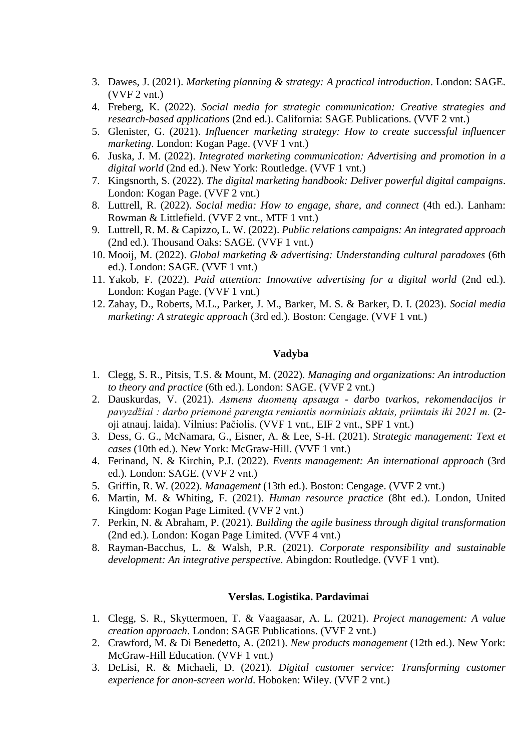3. Dawes, J. (2021). *Marketing planning & strategy: A practical introduction*. London: SAGE. (VVF 2 vnt.)
4. Freberg, K. (2022). *Social media for strategic communication: Creative strategies and research-based applications* (2nd ed.). California: SAGE Publications. (VVF 2 vnt.)
5. Glenister, G. (2021). *Influencer marketing strategy: How to create successful influencer marketing*. London: Kogan Page. (VVF 1 vnt.)
6. Juska, J. M. (2022). *Integrated marketing communication: Advertising and promotion in a digital world* (2nd ed.). New York: Routledge. (VVF 1 vnt.)
7. Kingsnorth, S. (2022). *The digital marketing handbook: Deliver powerful digital campaigns*. London: Kogan Page. (VVF 2 vnt.)
8. Luttrell, R. (2022). *Social media: How to engage, share, and connect* (4th ed.). Lanham: Rowman & Littlefield. (VVF 2 vnt., MTF 1 vnt.)
9. Luttrell, R. M. & Capizzo, L. W. (2022). *Public relations campaigns: An integrated approach* (2nd ed.). Thousand Oaks: SAGE. (VVF 1 vnt.)
10. Mooij, M. (2022). *Global marketing & advertising: Understanding cultural paradoxes* (6th ed.). London: SAGE. (VVF 1 vnt.)
11. Yakob, F. (2022). *Paid attention: Innovative advertising for a digital world* (2nd ed.). London: Kogan Page. (VVF 1 vnt.)
12. Zahay, D., Roberts, M.L., Parker, J. M., Barker, M. S. & Barker, D. I. (2023). *Social media marketing: A strategic approach* (3rd ed.). Boston: Cengage. (VVF 1 vnt.)

## Vadyba

1. Clegg, S. R., Pitsis, T.S. & Mount, M. (2022). *Managing and organizations: An introduction to theory and practice* (6th ed.). London: SAGE. (VVF 2 vnt.)
2. Dauskurdas, V. (2021). *Asmens duomenų apsauga - darbo tvarkos, rekomendacijos ir pavyzdžiai : darbo priemonė parengta remiantis norminiais aktais, priimtais iki 2021 m.* (2-oji atnauj. laida). Vilnius: Pačiolis. (VVF 1 vnt., EIF 2 vnt., SPF 1 vnt.)
3. Dess, G. G., McNamara, G., Eisner, A. & Lee, S-H. (2021). *Strategic management: Text et cases* (10th ed.). New York: McGraw-Hill. (VVF 1 vnt.)
4. Ferinand, N. & Kirchin, P.J. (2022). *Events management: An international approach* (3rd ed.). London: SAGE. (VVF 2 vnt.)
5. Griffin, R. W. (2022). *Management* (13th ed.). Boston: Cengage. (VVF 2 vnt.)
6. Martin, M. & Whiting, F. (2021). *Human resource practice* (8ht ed.). London, United Kingdom: Kogan Page Limited. (VVF 2 vnt.)
7. Perkin, N. & Abraham, P. (2021). *Building the agile business through digital transformation* (2nd ed.). London: Kogan Page Limited. (VVF 4 vnt.)
8. Rayman-Bacchus, L. & Walsh, P.R. (2021). *Corporate responsibility and sustainable development: An integrative perspective*. Abingdon: Routledge. (VVF 1 vnt).

## Verslas. Logistika. Pardavimai

1. Clegg, S. R., Skyttermoen, T. & Vaagaasar, A. L. (2021). *Project management: A value creation approach*. London: SAGE Publications. (VVF 2 vnt.)
2. Crawford, M. & Di Benedetto, A. (2021). *New products management* (12th ed.). New York: McGraw-Hill Education. (VVF 1 vnt.)
3. DeLisi, R. & Michaeli, D. (2021). *Digital customer service: Transforming customer experience for anon-screen world*. Hoboken: Wiley. (VVF 2 vnt.)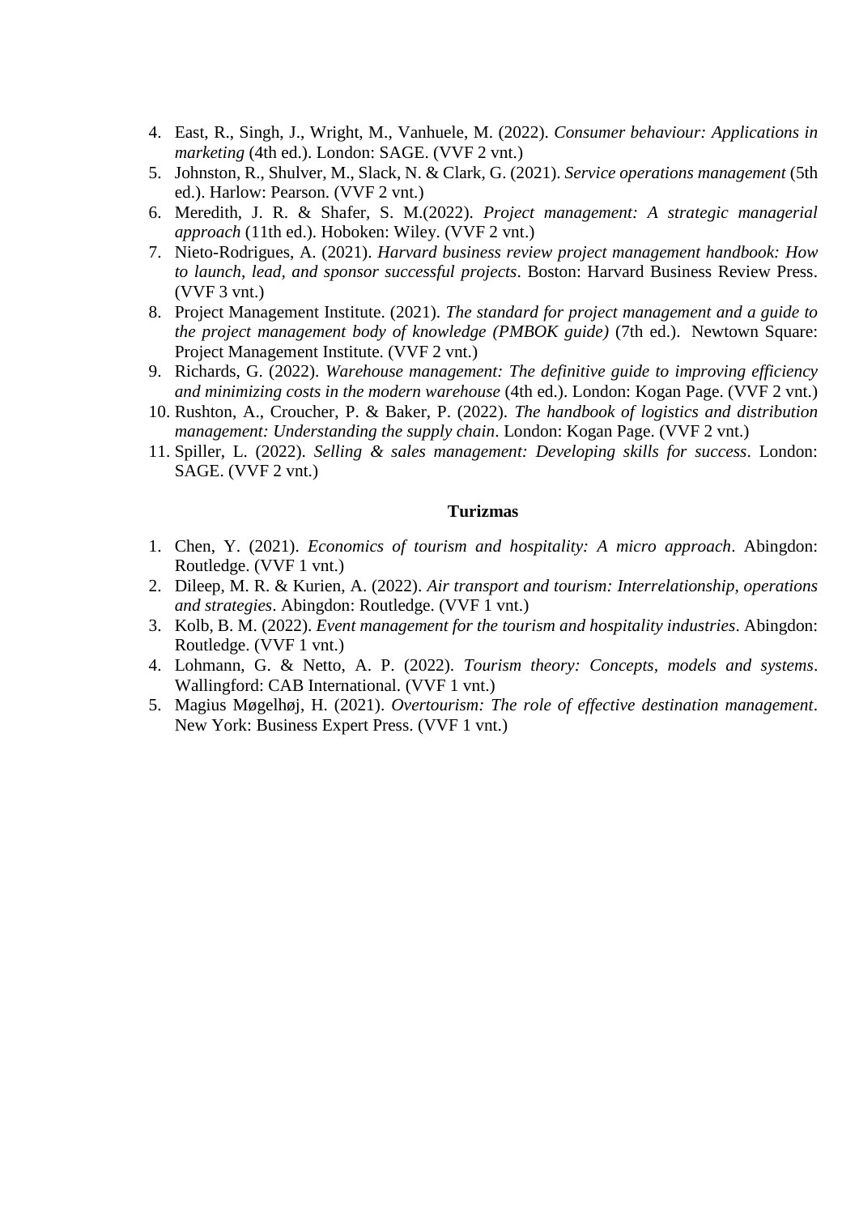4. East, R., Singh, J., Wright, M., Vanhuele, M. (2022). *Consumer behaviour: Applications in marketing* (4th ed.). London: SAGE. (VVF 2 vnt.)
5. Johnston, R., Shulver, M., Slack, N. & Clark, G. (2021). *Service operations management* (5th ed.). Harlow: Pearson. (VVF 2 vnt.)
6. Meredith, J. R. & Shafer, S. M.(2022). *Project management: A strategic managerial approach* (11th ed.). Hoboken: Wiley. (VVF 2 vnt.)
7. Nieto-Rodrigues, A. (2021). *Harvard business review project management handbook: How to launch, lead, and sponsor successful projects*. Boston: Harvard Business Review Press. (VVF 3 vnt.)
8. Project Management Institute. (2021). *The standard for project management and a guide to the project management body of knowledge (PMBOK guide)* (7th ed.). Newtown Square: Project Management Institute. (VVF 2 vnt.)
9. Richards, G. (2022). *Warehouse management: The definitive guide to improving efficiency and minimizing costs in the modern warehouse* (4th ed.). London: Kogan Page. (VVF 2 vnt.)
10. Rushton, A., Croucher, P. & Baker, P. (2022). *The handbook of logistics and distribution management: Understanding the supply chain*. London: Kogan Page. (VVF 2 vnt.)
11. Spiller, L. (2022). *Selling & sales management: Developing skills for success*. London: SAGE. (VVF 2 vnt.)

**Turizmas**

1. Chen, Y. (2021). *Economics of tourism and hospitality: A micro approach*. Abingdon: Routledge. (VVF 1 vnt.)
2. Dileep, M. R. & Kurien, A. (2022). *Air transport and tourism: Interrelationship, operations and strategies*. Abingdon: Routledge. (VVF 1 vnt.)
3. Kolb, B. M. (2022). *Event management for the tourism and hospitality industries*. Abingdon: Routledge. (VVF 1 vnt.)
4. Lohmann, G. & Netto, A. P. (2022). *Tourism theory: Concepts, models and systems*. Wallingford: CAB International. (VVF 1 vnt.)
5. Magius Møgelhøj, H. (2021). *Overtourism: The role of effective destination management*. New York: Business Expert Press. (VVF 1 vnt.)